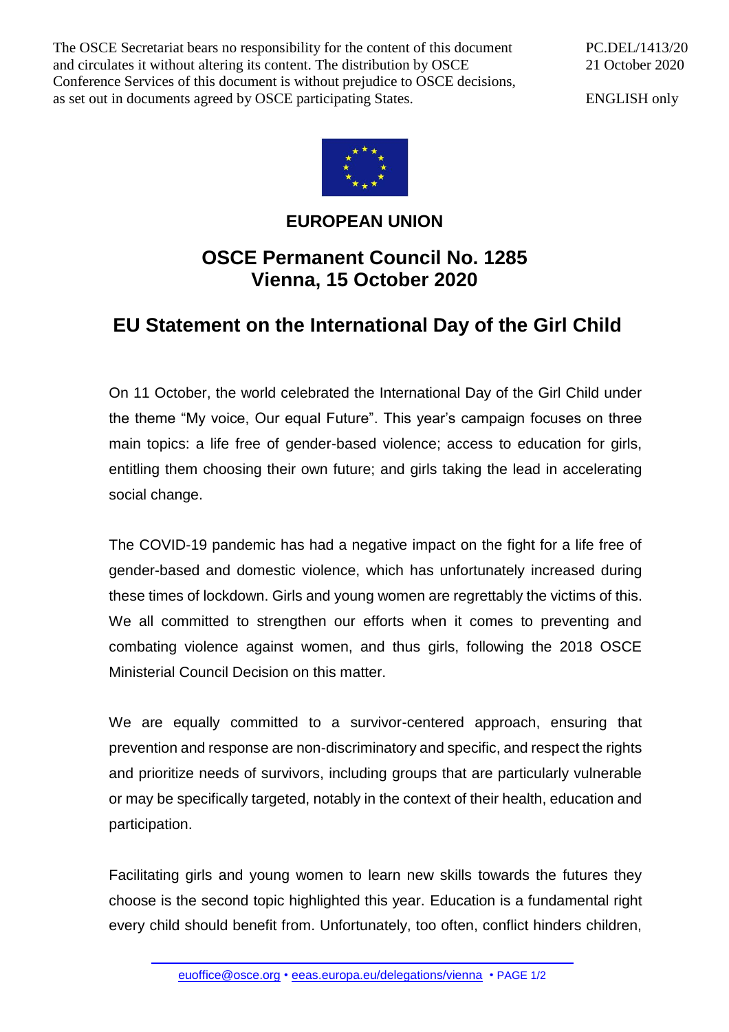The OSCE Secretariat bears no responsibility for the content of this document and circulates it without altering its content. The distribution by OSCE Conference Services of this document is without prejudice to OSCE decisions, as set out in documents agreed by OSCE participating States.

PC.DEL/1413/20
21 October 2020

ENGLISH only

**EUROPEAN UNION**

## OSCE Permanent Council No. 1285
## Vienna, 15 October 2020

# EU Statement on the International Day of the Girl Child

On 11 October, the world celebrated the International Day of the Girl Child under the theme "My voice, Our equal Future". This year's campaign focuses on three main topics: a life free of gender-based violence; access to education for girls, entitling them choosing their own future; and girls taking the lead in accelerating social change.

The COVID-19 pandemic has had a negative impact on the fight for a life free of gender-based and domestic violence, which has unfortunately increased during these times of lockdown. Girls and young women are regrettably the victims of this. We all committed to strengthen our efforts when it comes to preventing and combating violence against women, and thus girls, following the 2018 OSCE Ministerial Council Decision on this matter.

We are equally committed to a survivor-centered approach, ensuring that prevention and response are non-discriminatory and specific, and respect the rights and prioritize needs of survivors, including groups that are particularly vulnerable or may be specifically targeted, notably in the context of their health, education and participation.

Facilitating girls and young women to learn new skills towards the futures they choose is the second topic highlighted this year. Education is a fundamental right every child should benefit from. Unfortunately, too often, conflict hinders children,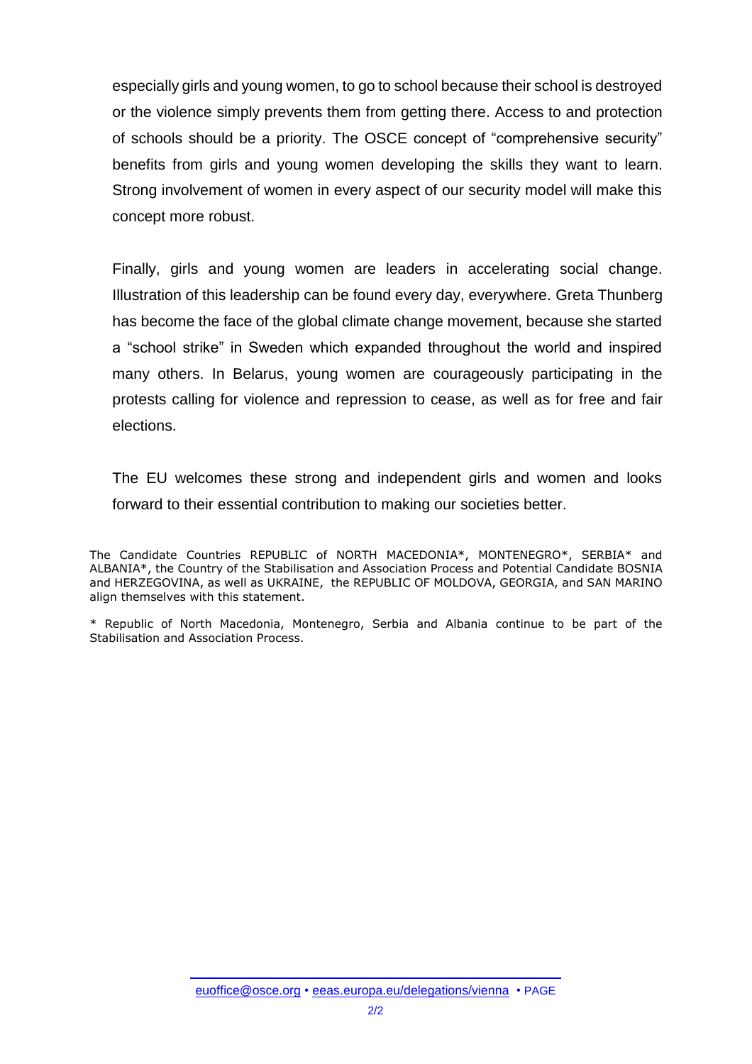especially girls and young women, to go to school because their school is destroyed or the violence simply prevents them from getting there. Access to and protection of schools should be a priority. The OSCE concept of "comprehensive security" benefits from girls and young women developing the skills they want to learn. Strong involvement of women in every aspect of our security model will make this concept more robust.

Finally, girls and young women are leaders in accelerating social change. Illustration of this leadership can be found every day, everywhere. Greta Thunberg has become the face of the global climate change movement, because she started a "school strike" in Sweden which expanded throughout the world and inspired many others. In Belarus, young women are courageously participating in the protests calling for violence and repression to cease, as well as for free and fair elections.

The EU welcomes these strong and independent girls and women and looks forward to their essential contribution to making our societies better.

The Candidate Countries REPUBLIC of NORTH MACEDONIA*, MONTENEGRO*, SERBIA* and ALBANIA*, the Country of the Stabilisation and Association Process and Potential Candidate BOSNIA and HERZEGOVINA, as well as UKRAINE, the REPUBLIC OF MOLDOVA, GEORGIA, and SAN MARINO align themselves with this statement.

* Republic of North Macedonia, Montenegro, Serbia and Albania continue to be part of the Stabilisation and Association Process.

euoffice@osce.org • eeas.europa.eu/delegations/vienna